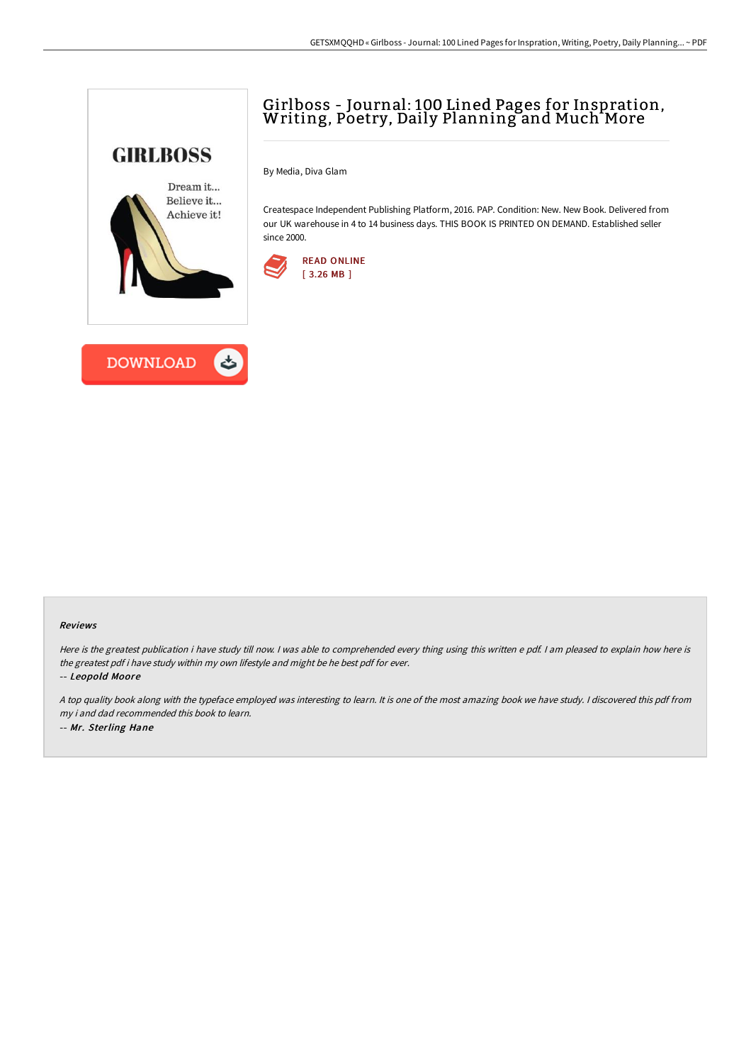# Girlboss - Journal: 100 Lined Pages for Inspration, Writing, Poetry, Daily Planning and Much More

By Media, Diva Glam

Createspace Independent Publishing Platform, 2016. PAP. Condition: New. New Book. Delivered from our UK warehouse in 4 to 14 business days. THIS BOOK IS PRINTED ON DEMAND. Established seller since 2000.

READ ONLINE
[ 3.26 MB ]

DOWNLOAD

### Reviews

*Here is the greatest publication i have study till now. I was able to comprehended every thing using this written e pdf. I am pleased to explain how here is the greatest pdf i have study within my own lifestyle and might be he best pdf for ever.*

*-- Leopold Moore*

*A top quality book along with the typeface employed was interesting to learn. It is one of the most amazing book we have study. I discovered this pdf from my i and dad recommended this book to learn.*

*-- Mr. Sterling Hane*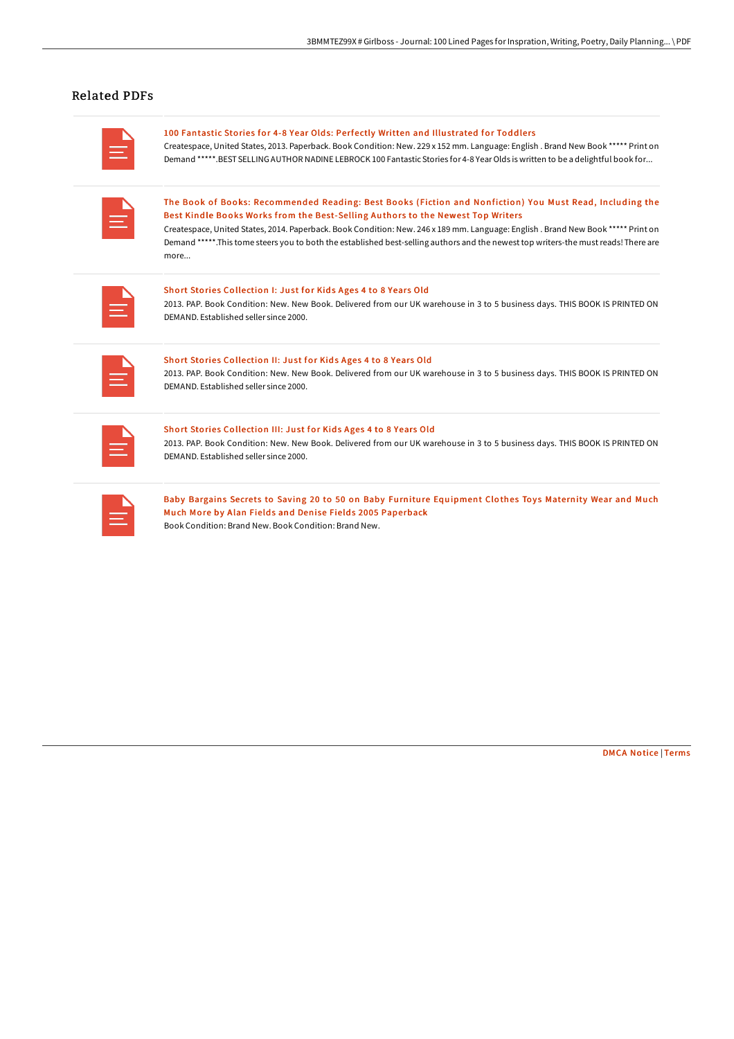## Related PDFs

**100 Fantastic Stories for 4-8 Year Olds: Perfectly Written and Illustrated for Toddlers**

Createspace, United States, 2013. Paperback. Book Condition: New. 229 x 152 mm. Language: English . Brand New Book ***** Print on Demand *****.BEST SELLING AUTHOR NADINE LEBROCK 100 Fantastic Stories for 4-8 Year Olds is written to be a delightful book for...

**The Book of Books: Recommended Reading: Best Books (Fiction and Nonfiction) You Must Read, Including the Best Kindle Books Works from the Best-Selling Authors to the Newest Top Writers**

Createspace, United States, 2014. Paperback. Book Condition: New. 246 x 189 mm. Language: English . Brand New Book ***** Print on Demand *****.This tome steers you to both the established best-selling authors and the newest top writers-the must reads! There are more...

**Short Stories Collection I: Just for Kids Ages 4 to 8 Years Old**

2013. PAP. Book Condition: New. New Book. Delivered from our UK warehouse in 3 to 5 business days. THIS BOOK IS PRINTED ON DEMAND. Established seller since 2000.

**Short Stories Collection II: Just for Kids Ages 4 to 8 Years Old**

2013. PAP. Book Condition: New. New Book. Delivered from our UK warehouse in 3 to 5 business days. THIS BOOK IS PRINTED ON DEMAND. Established seller since 2000.

**Short Stories Collection III: Just for Kids Ages 4 to 8 Years Old**

2013. PAP. Book Condition: New. New Book. Delivered from our UK warehouse in 3 to 5 business days. THIS BOOK IS PRINTED ON DEMAND. Established seller since 2000.

**Baby Bargains Secrets to Saving 20 to 50 on Baby Furniture Equipment Clothes Toys Maternity Wear and Much Much More by Alan Fields and Denise Fields 2005 Paperback**

Book Condition: Brand New. Book Condition: Brand New.

DMCA Notice | Terms